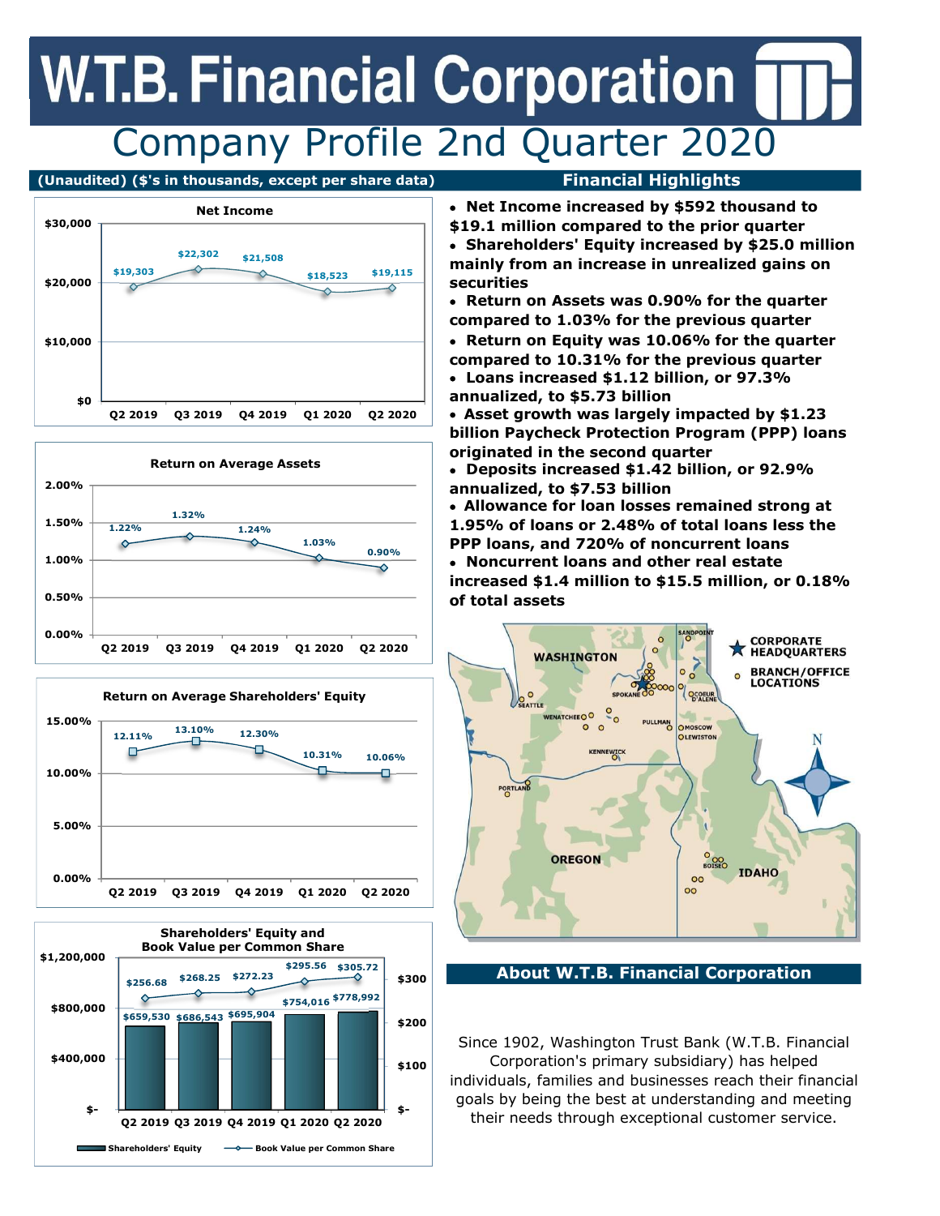# W.T.B. Financial Corporation

## Company Profile 2nd Quarter 2020

**(Unaudited) ($'s in thousands, except per share data)**

### Net Income

| | Q2 2019 | Q3 2019 | Q4 2019 | Q1 2020 | Q2 2020 |
|---|---|---|---|---|---|
| Net Income | $19,303 | $22,302 | $21,508 | $18,523 | $19,115 |

### Return on Average Assets

| | Q2 2019 | Q3 2019 | Q4 2019 | Q1 2020 | Q2 2020 |
|---|---|---|---|---|---|
| Return on Average Assets | 1.22% | 1.32% | 1.24% | 1.03% | 0.90% |

### Return on Average Shareholders' Equity

| | Q2 2019 | Q3 2019 | Q4 2019 | Q1 2020 | Q2 2020 |
|---|---|---|---|---|---|
| Return on Average Shareholders' Equity | 12.11% | 13.10% | 12.30% | 10.31% | 10.06% |

### Shareholders' Equity and Book Value per Common Share

| | Q2 2019 | Q3 2019 | Q4 2019 | Q1 2020 | Q2 2020 |
|---|---|---|---|---|---|
| Shareholders' Equity | $659,530 | $686,543 | $695,904 | $754,016 | $778,992 |
| Book Value per Common Share | $256.68 | $268.25 | $272.23 | $295.56 | $305.72 |

## Financial Highlights

- **Net Income increased by $592 thousand to $19.1 million compared to the prior quarter**
- **Shareholders' Equity increased by $25.0 million mainly from an increase in unrealized gains on securities**
- **Return on Assets was 0.90% for the quarter compared to 1.03% for the previous quarter**
- **Return on Equity was 10.06% for the quarter compared to 10.31% for the previous quarter**
- **Loans increased $1.12 billion, or 97.3% annualized, to $5.73 billion**
- **Asset growth was largely impacted by $1.23 billion Paycheck Protection Program (PPP) loans originated in the second quarter**
- **Deposits increased $1.42 billion, or 92.9% annualized, to $7.53 billion**
- **Allowance for loan losses remained strong at 1.95% of loans or 2.48% of total loans less the PPP loans, and 720% of noncurrent loans**
- **Noncurrent loans and other real estate increased $1.4 million to $15.5 million, or 0.18% of total assets**

## About W.T.B. Financial Corporation

Since 1902, Washington Trust Bank (W.T.B. Financial Corporation's primary subsidiary) has helped individuals, families and businesses reach their financial goals by being the best at understanding and meeting their needs through exceptional customer service.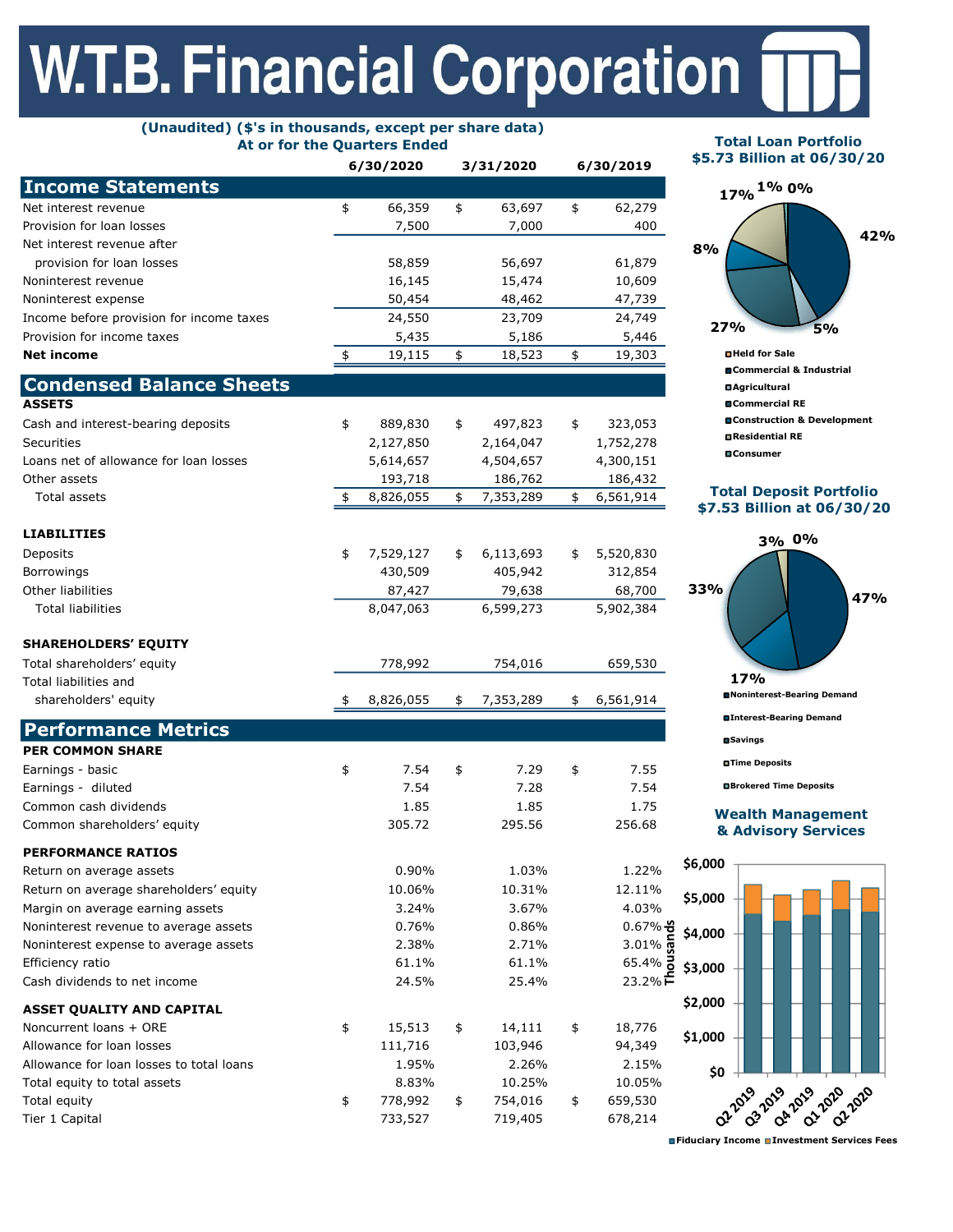# W.T.B. Financial Corporation

**(Unaudited) ($'s in thousands, except per share data)**
**At or for the Quarters Ended**

| | 6/30/2020 | 3/31/2020 | 6/30/2019 |
|---|---|---|---|
| **Income Statements** | | | |
| Net interest revenue | $ 66,359 | $ 63,697 | $ 62,279 |
| Provision for loan losses | 7,500 | 7,000 | 400 |
| Net interest revenue after provision for loan losses | 58,859 | 56,697 | 61,879 |
| Noninterest revenue | 16,145 | 15,474 | 10,609 |
| Noninterest expense | 50,454 | 48,462 | 47,739 |
| Income before provision for income taxes | 24,550 | 23,709 | 24,749 |
| Provision for income taxes | 5,435 | 5,186 | 5,446 |
| **Net income** | $ 19,115 | $ 18,523 | $ 19,303 |
| **Condensed Balance Sheets** | | | |
| **ASSETS** | | | |
| Cash and interest-bearing deposits | $ 889,830 | $ 497,823 | $ 323,053 |
| Securities | 2,127,850 | 2,164,047 | 1,752,278 |
| Loans net of allowance for loan losses | 5,614,657 | 4,504,657 | 4,300,151 |
| Other assets | 193,718 | 186,762 | 186,432 |
| Total assets | $ 8,826,055 | $ 7,353,289 | $ 6,561,914 |
| **LIABILITIES** | | | |
| Deposits | $ 7,529,127 | $ 6,113,693 | $ 5,520,830 |
| Borrowings | 430,509 | 405,942 | 312,854 |
| Other liabilities | 87,427 | 79,638 | 68,700 |
| Total liabilities | 8,047,063 | 6,599,273 | 5,902,384 |
| **SHAREHOLDERS' EQUITY** | | | |
| Total shareholders' equity | 778,992 | 754,016 | 659,530 |
| Total liabilities and shareholders' equity | $ 8,826,055 | $ 7,353,289 | $ 6,561,914 |
| **Performance Metrics** | | | |
| **PER COMMON SHARE** | | | |
| Earnings - basic | $ 7.54 | $ 7.29 | $ 7.55 |
| Earnings - diluted | 7.54 | 7.28 | 7.54 |
| Common cash dividends | 1.85 | 1.85 | 1.75 |
| Common shareholders' equity | 305.72 | 295.56 | 256.68 |
| **PERFORMANCE RATIOS** | | | |
| Return on average assets | 0.90% | 1.03% | 1.22% |
| Return on average shareholders' equity | 10.06% | 10.31% | 12.11% |
| Margin on average earning assets | 3.24% | 3.67% | 4.03% |
| Noninterest revenue to average assets | 0.76% | 0.86% | 0.67% |
| Noninterest expense to average assets | 2.38% | 2.71% | 3.01% |
| Efficiency ratio | 61.1% | 61.1% | 65.4% |
| Cash dividends to net income | 24.5% | 25.4% | 23.2% |
| **ASSET QUALITY AND CAPITAL** | | | |
| Noncurrent loans + ORE | $ 15,513 | $ 14,111 | $ 18,776 |
| Allowance for loan losses | 111,716 | 103,946 | 94,349 |
| Allowance for loan losses to total loans | 1.95% | 2.26% | 2.15% |
| Total equity to total assets | 8.83% | 10.25% | 10.05% |
| Total equity | $ 778,992 | $ 754,016 | $ 659,530 |
| Tier 1 Capital | 733,527 | 719,405 | 678,214 |

**Total Loan Portfolio**
**$5.73 Billion at 06/30/20**

17% 1% 0% 42% 8% 27% 5%

Held for Sale
Commercial & Industrial
Agricultural
Commercial RE
Construction & Development
Residential RE
Consumer

**Total Deposit Portfolio**
**$7.53 Billion at 06/30/20**

3% 0% 33% 47% 17%

Noninterest-Bearing Demand
Interest-Bearing Demand
Savings
Time Deposits
Brokered Time Deposits

**Wealth Management & Advisory Services**

$6,000
$5,000
$4,000
$3,000
$2,000
$1,000
$0
Thousands

Q2 2019 Q3 2019 Q4 2019 Q1 2020 Q2 2020

Fiduciary Income Investment Services Fees